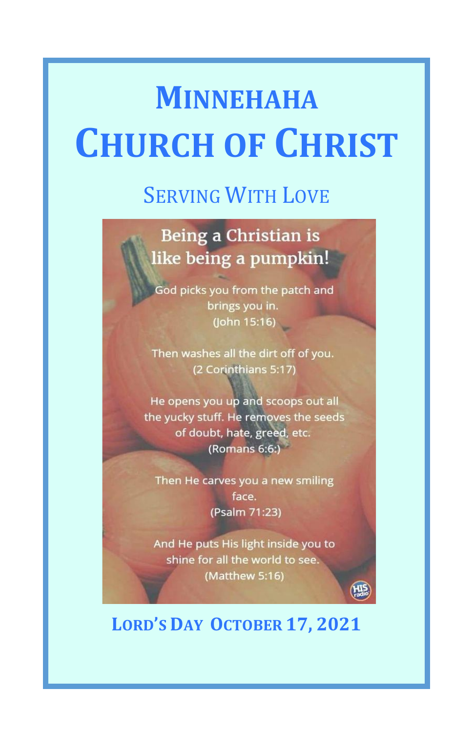# MINNEHAHA CHURCH OF CHRIST

## SERVING WITH LOVE

### Being a Christian is like being a pumpkin!

God picks you from the patch and brings you in.
(John 15:16)

Then washes all the dirt off of you.
(2 Corinthians 5:17)

He opens you up and scoops out all the yucky stuff. He removes the seeds of doubt, hate, greed, etc.
(Romans 6:6:)

Then He carves you a new smiling face.
(Psalm 71:23)

And He puts His light inside you to shine for all the world to see.
(Matthew 5:16)

HIS radio

**LORD'S DAY OCTOBER 17, 2021**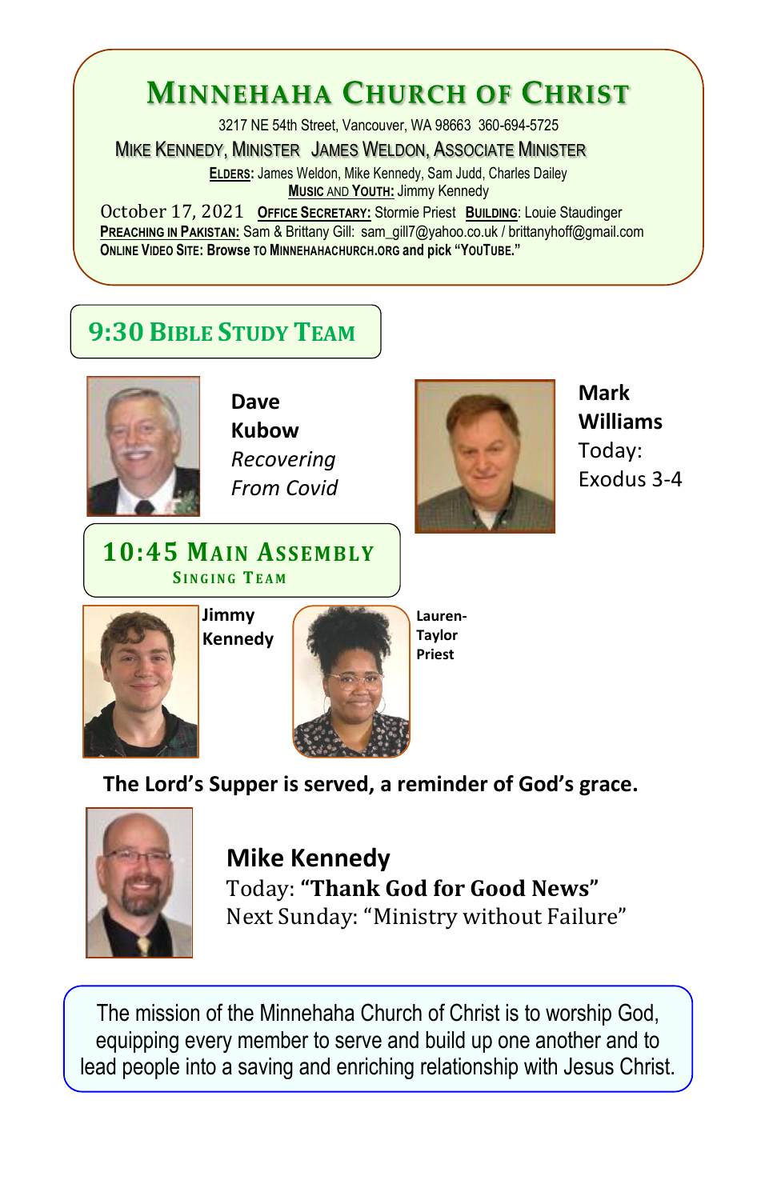# Minnehaha Church of Christ

3217 NE 54th Street, Vancouver, WA 98663 360-694-5725

Mike Kennedy, Minister James Weldon, Associate Minister

**Elders:** James Weldon, Mike Kennedy, Sam Judd, Charles Dailey

**Music and Youth:** Jimmy Kennedy

October 17, 2021 **Office Secretary:** Stormie Priest **Building**: Louie Staudinger

**Preaching in Pakistan:** Sam & Brittany Gill: sam_gill7@yahoo.co.uk / brittanyhoff@gmail.com

**Online Video Site: Browse to MinnehahaChurch.org and pick "YouTube."**

## 9:30 Bible Study Team

**Dave Kubow**
*Recovering From Covid*

**Mark Williams**
Today: Exodus 3-4

## 10:45 Main Assembly

### Singing Team

**Jimmy Kennedy**

**Lauren-Taylor Priest**

**The Lord's Supper is served, a reminder of God's grace.**

**Mike Kennedy**
Today: **"Thank God for Good News"**
Next Sunday: "Ministry without Failure"

The mission of the Minnehaha Church of Christ is to worship God, equipping every member to serve and build up one another and to lead people into a saving and enriching relationship with Jesus Christ.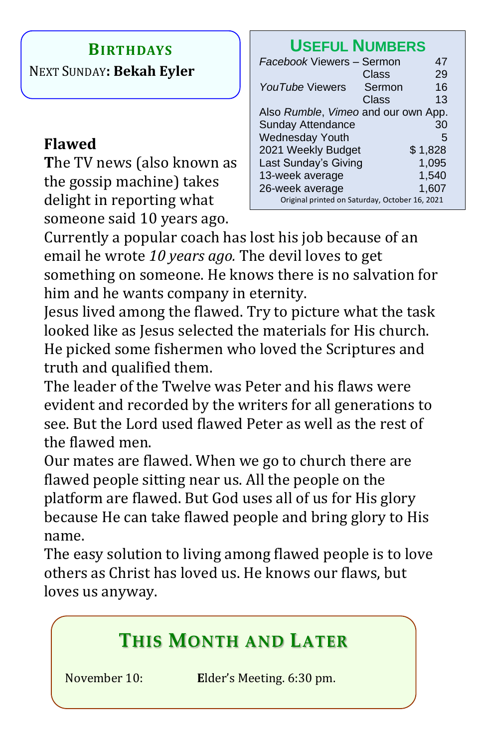## Birthdays

Next Sunday: **Bekah Eyler**

## Useful Numbers

| | | |
|---|---|---|
| *Facebook* Viewers – Sermon | | 47 |
| | Class | 29 |
| *YouTube* Viewers | Sermon | 16 |
| | Class | 13 |
| Also *Rumble*, *Vimeo* and our own App. | | |
| Sunday Attendance | | 30 |
| Wednesday Youth | | 5 |
| 2021 Weekly Budget | | $ 1,828 |
| Last Sunday's Giving | | 1,095 |
| 13-week average | | 1,540 |
| 26-week average | | 1,607 |

Original printed on Saturday, October 16, 2021

## Flawed

The TV news (also known as the gossip machine) takes delight in reporting what someone said 10 years ago. Currently a popular coach has lost his job because of an email he wrote *10 years ago.* The devil loves to get something on someone. He knows there is no salvation for him and he wants company in eternity.

Jesus lived among the flawed. Try to picture what the task looked like as Jesus selected the materials for His church. He picked some fishermen who loved the Scriptures and truth and qualified them.

The leader of the Twelve was Peter and his flaws were evident and recorded by the writers for all generations to see. But the Lord used flawed Peter as well as the rest of the flawed men.

Our mates are flawed. When we go to church there are flawed people sitting near us. All the people on the platform are flawed. But God uses all of us for His glory because He can take flawed people and bring glory to His name.

The easy solution to living among flawed people is to love others as Christ has loved us. He knows our flaws, but loves us anyway.

## This Month and Later

November 10: Elder's Meeting. 6:30 pm.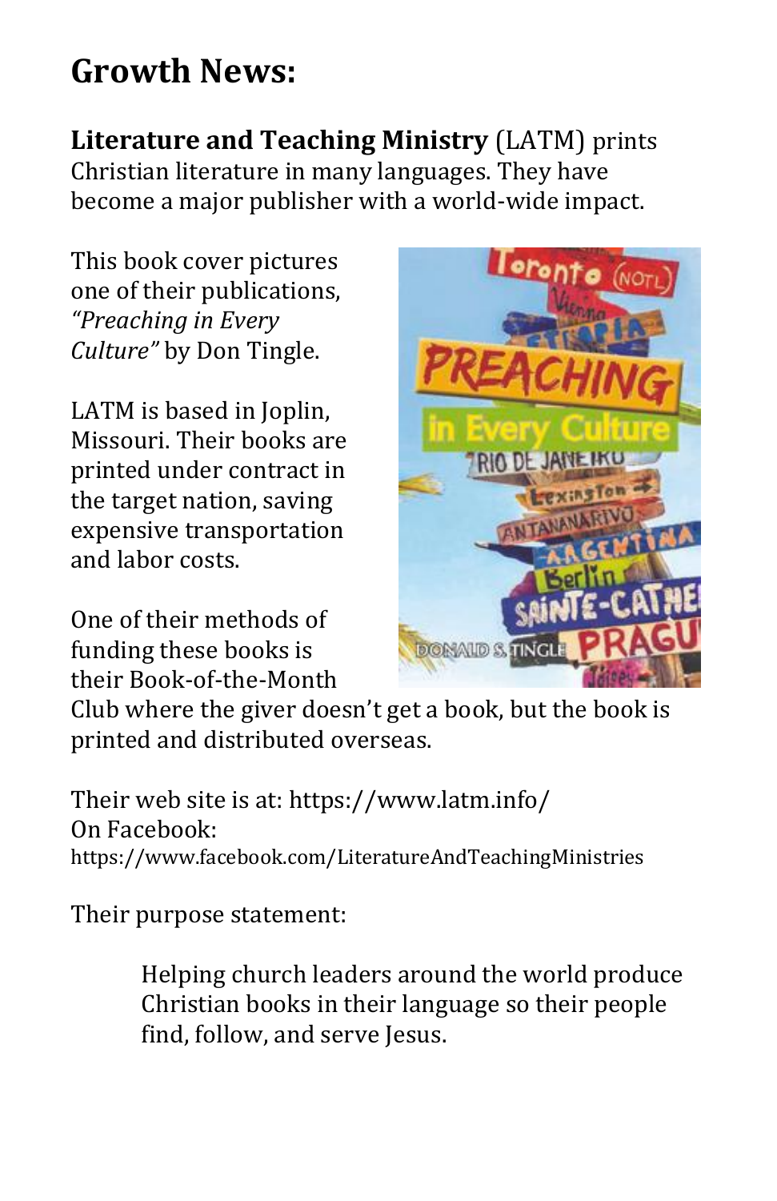# Growth News:

**Literature and Teaching Ministry** (LATM) prints Christian literature in many languages. They have become a major publisher with a world-wide impact.

This book cover pictures one of their publications, *"Preaching in Every Culture"* by Don Tingle.

LATM is based in Joplin, Missouri. Their books are printed under contract in the target nation, saving expensive transportation and labor costs.

One of their methods of funding these books is their Book-of-the-Month Club where the giver doesn't get a book, but the book is printed and distributed overseas.

Their web site is at: https://www.latm.info/
On Facebook:
https://www.facebook.com/LiteratureAndTeachingMinistries

Their purpose statement:

> Helping church leaders around the world produce Christian books in their language so their people find, follow, and serve Jesus.